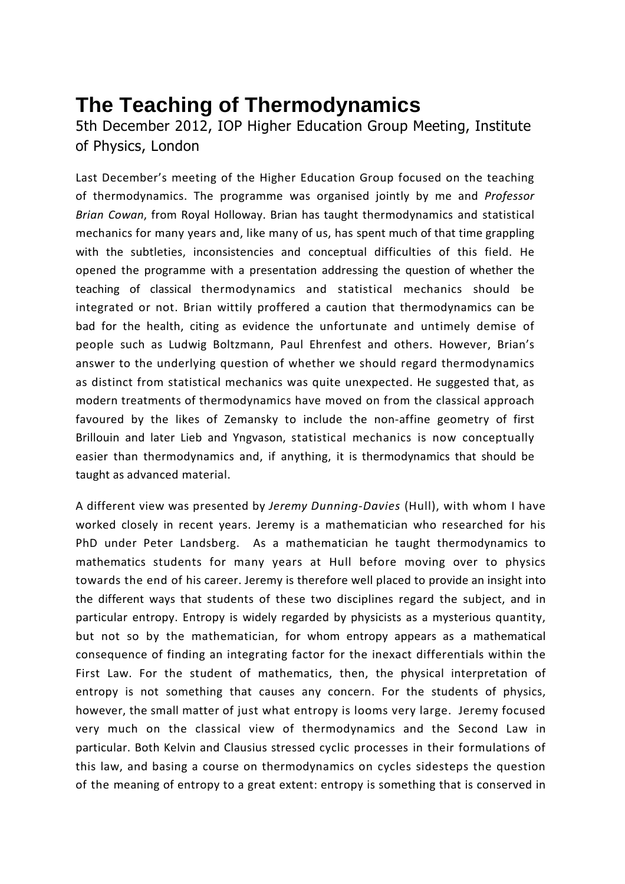# The Teaching of Thermodynamics

5th December 2012, IOP Higher Education Group Meeting, Institute of Physics, London

Last December's meeting of the Higher Education Group focused on the teaching of thermodynamics. The programme was organised jointly by me and *Professor Brian Cowan*, from Royal Holloway. Brian has taught thermodynamics and statistical mechanics for many years and, like many of us, has spent much of that time grappling with the subtleties, inconsistencies and conceptual difficulties of this field. He opened the programme with a presentation addressing the question of whether the teaching of classical thermodynamics and statistical mechanics should be integrated or not. Brian wittily proffered a caution that thermodynamics can be bad for the health, citing as evidence the unfortunate and untimely demise of people such as Ludwig Boltzmann, Paul Ehrenfest and others. However, Brian's answer to the underlying question of whether we should regard thermodynamics as distinct from statistical mechanics was quite unexpected. He suggested that, as modern treatments of thermodynamics have moved on from the classical approach favoured by the likes of Zemansky to include the non-affine geometry of first Brillouin and later Lieb and Yngvason, statistical mechanics is now conceptually easier than thermodynamics and, if anything, it is thermodynamics that should be taught as advanced material.

A different view was presented by *Jeremy Dunning-Davies* (Hull), with whom I have worked closely in recent years. Jeremy is a mathematician who researched for his PhD under Peter Landsberg. As a mathematician he taught thermodynamics to mathematics students for many years at Hull before moving over to physics towards the end of his career. Jeremy is therefore well placed to provide an insight into the different ways that students of these two disciplines regard the subject, and in particular entropy. Entropy is widely regarded by physicists as a mysterious quantity, but not so by the mathematician, for whom entropy appears as a mathematical consequence of finding an integrating factor for the inexact differentials within the First Law. For the student of mathematics, then, the physical interpretation of entropy is not something that causes any concern. For the students of physics, however, the small matter of just what entropy is looms very large. Jeremy focused very much on the classical view of thermodynamics and the Second Law in particular. Both Kelvin and Clausius stressed cyclic processes in their formulations of this law, and basing a course on thermodynamics on cycles sidesteps the question of the meaning of entropy to a great extent: entropy is something that is conserved in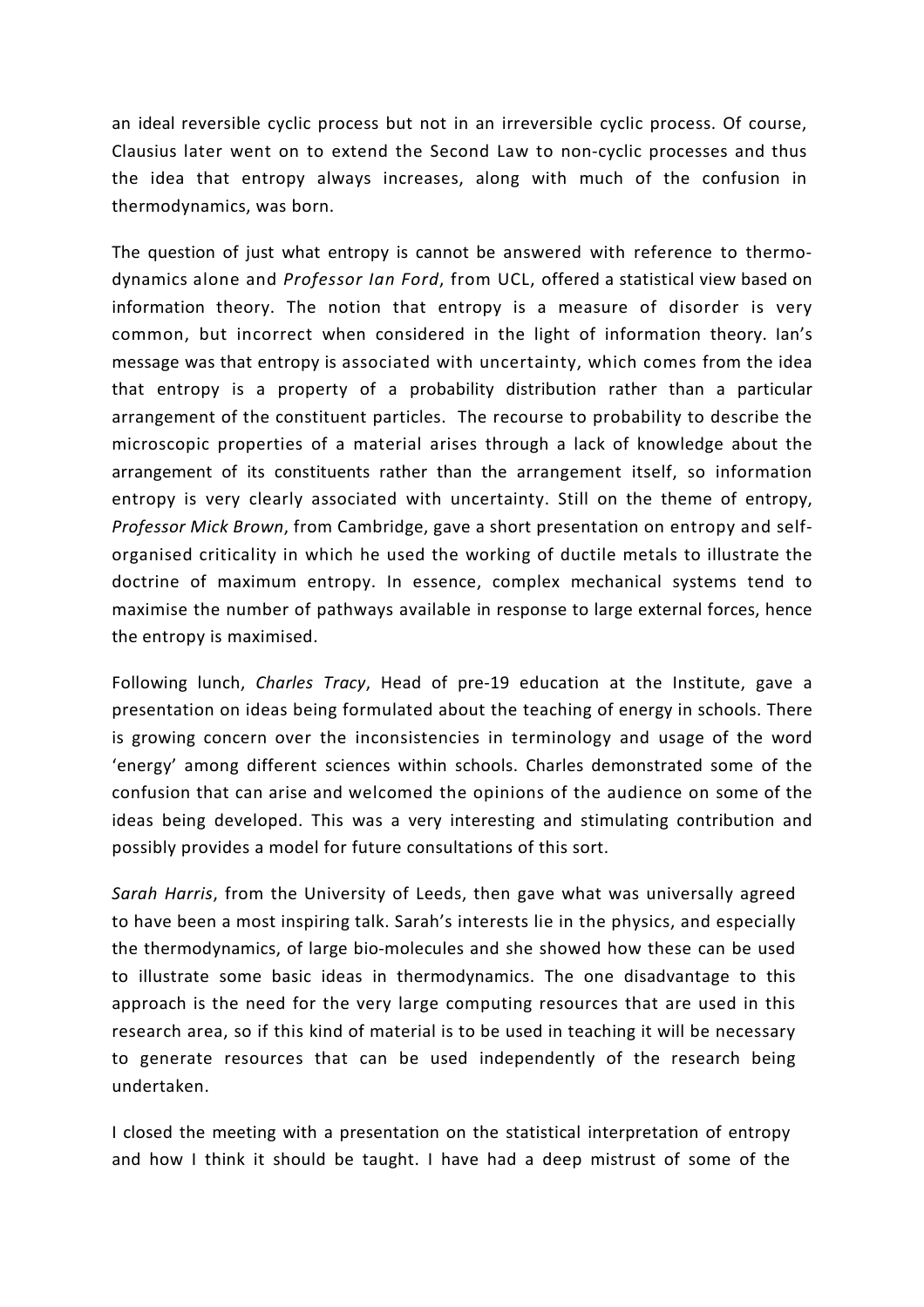an ideal reversible cyclic process but not in an irreversible cyclic process. Of course, Clausius later went on to extend the Second Law to non-cyclic processes and thus the idea that entropy always increases, along with much of the confusion in thermodynamics, was born.

The question of just what entropy is cannot be answered with reference to thermo-dynamics alone and *Professor Ian Ford*, from UCL, offered a statistical view based on information theory. The notion that entropy is a measure of disorder is very common, but incorrect when considered in the light of information theory. Ian's message was that entropy is associated with uncertainty, which comes from the idea that entropy is a property of a probability distribution rather than a particular arrangement of the constituent particles. The recourse to probability to describe the microscopic properties of a material arises through a lack of knowledge about the arrangement of its constituents rather than the arrangement itself, so information entropy is very clearly associated with uncertainty. Still on the theme of entropy, *Professor Mick Brown*, from Cambridge, gave a short presentation on entropy and self-organised criticality in which he used the working of ductile metals to illustrate the doctrine of maximum entropy. In essence, complex mechanical systems tend to maximise the number of pathways available in response to large external forces, hence the entropy is maximised.

Following lunch, *Charles Tracy*, Head of pre-19 education at the Institute, gave a presentation on ideas being formulated about the teaching of energy in schools. There is growing concern over the inconsistencies in terminology and usage of the word 'energy' among different sciences within schools. Charles demonstrated some of the confusion that can arise and welcomed the opinions of the audience on some of the ideas being developed. This was a very interesting and stimulating contribution and possibly provides a model for future consultations of this sort.

*Sarah Harris*, from the University of Leeds, then gave what was universally agreed to have been a most inspiring talk. Sarah's interests lie in the physics, and especially the thermodynamics, of large bio-molecules and she showed how these can be used to illustrate some basic ideas in thermodynamics. The one disadvantage to this approach is the need for the very large computing resources that are used in this research area, so if this kind of material is to be used in teaching it will be necessary to generate resources that can be used independently of the research being undertaken.

I closed the meeting with a presentation on the statistical interpretation of entropy and how I think it should be taught. I have had a deep mistrust of some of the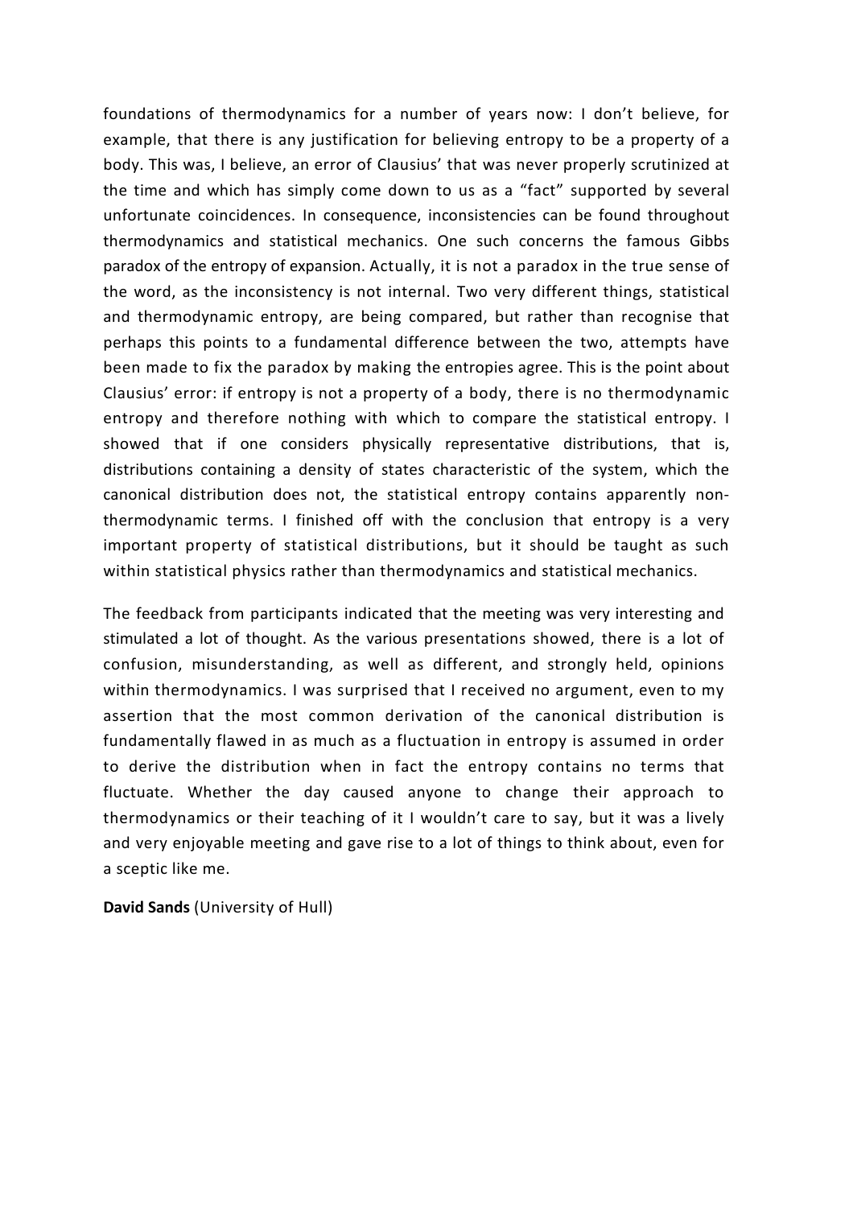foundations of thermodynamics for a number of years now: I don't believe, for example, that there is any justification for believing entropy to be a property of a body. This was, I believe, an error of Clausius' that was never properly scrutinized at the time and which has simply come down to us as a "fact" supported by several unfortunate coincidences. In consequence, inconsistencies can be found throughout thermodynamics and statistical mechanics. One such concerns the famous Gibbs paradox of the entropy of expansion. Actually, it is not a paradox in the true sense of the word, as the inconsistency is not internal. Two very different things, statistical and thermodynamic entropy, are being compared, but rather than recognise that perhaps this points to a fundamental difference between the two, attempts have been made to fix the paradox by making the entropies agree. This is the point about Clausius' error: if entropy is not a property of a body, there is no thermodynamic entropy and therefore nothing with which to compare the statistical entropy. I showed that if one considers physically representative distributions, that is, distributions containing a density of states characteristic of the system, which the canonical distribution does not, the statistical entropy contains apparently non-thermodynamic terms. I finished off with the conclusion that entropy is a very important property of statistical distributions, but it should be taught as such within statistical physics rather than thermodynamics and statistical mechanics.

The feedback from participants indicated that the meeting was very interesting and stimulated a lot of thought. As the various presentations showed, there is a lot of confusion, misunderstanding, as well as different, and strongly held, opinions within thermodynamics. I was surprised that I received no argument, even to my assertion that the most common derivation of the canonical distribution is fundamentally flawed in as much as a fluctuation in entropy is assumed in order to derive the distribution when in fact the entropy contains no terms that fluctuate. Whether the day caused anyone to change their approach to thermodynamics or their teaching of it I wouldn't care to say, but it was a lively and very enjoyable meeting and gave rise to a lot of things to think about, even for a sceptic like me.

**David Sands** (University of Hull)